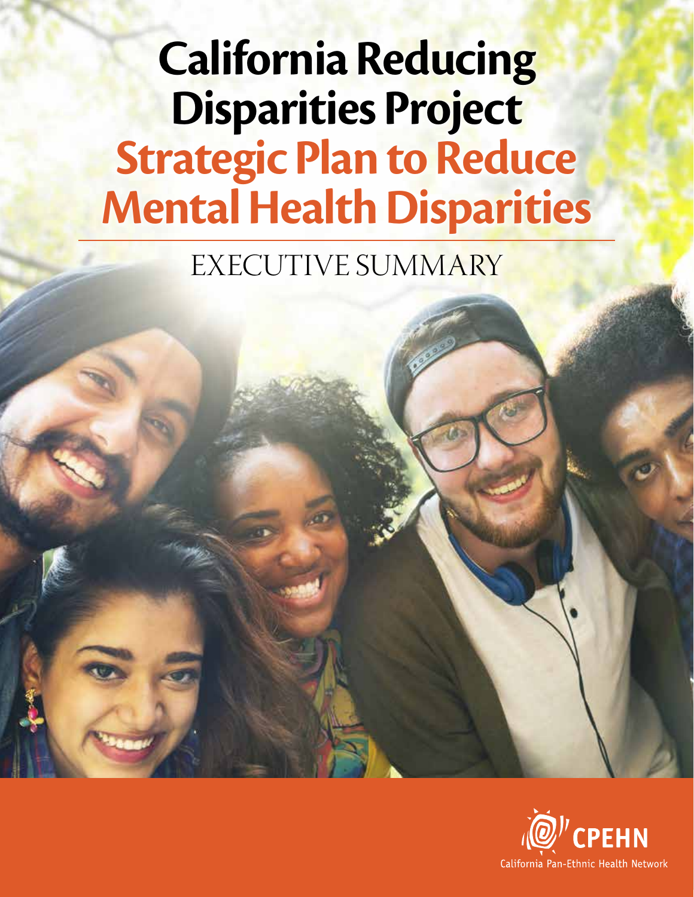# California Reducing Disparities Project

# Strategic Plan to Reduce Mental Health Disparities

## EXECUTIVE SUMMARY

CPEHN

California Pan-Ethnic Health Network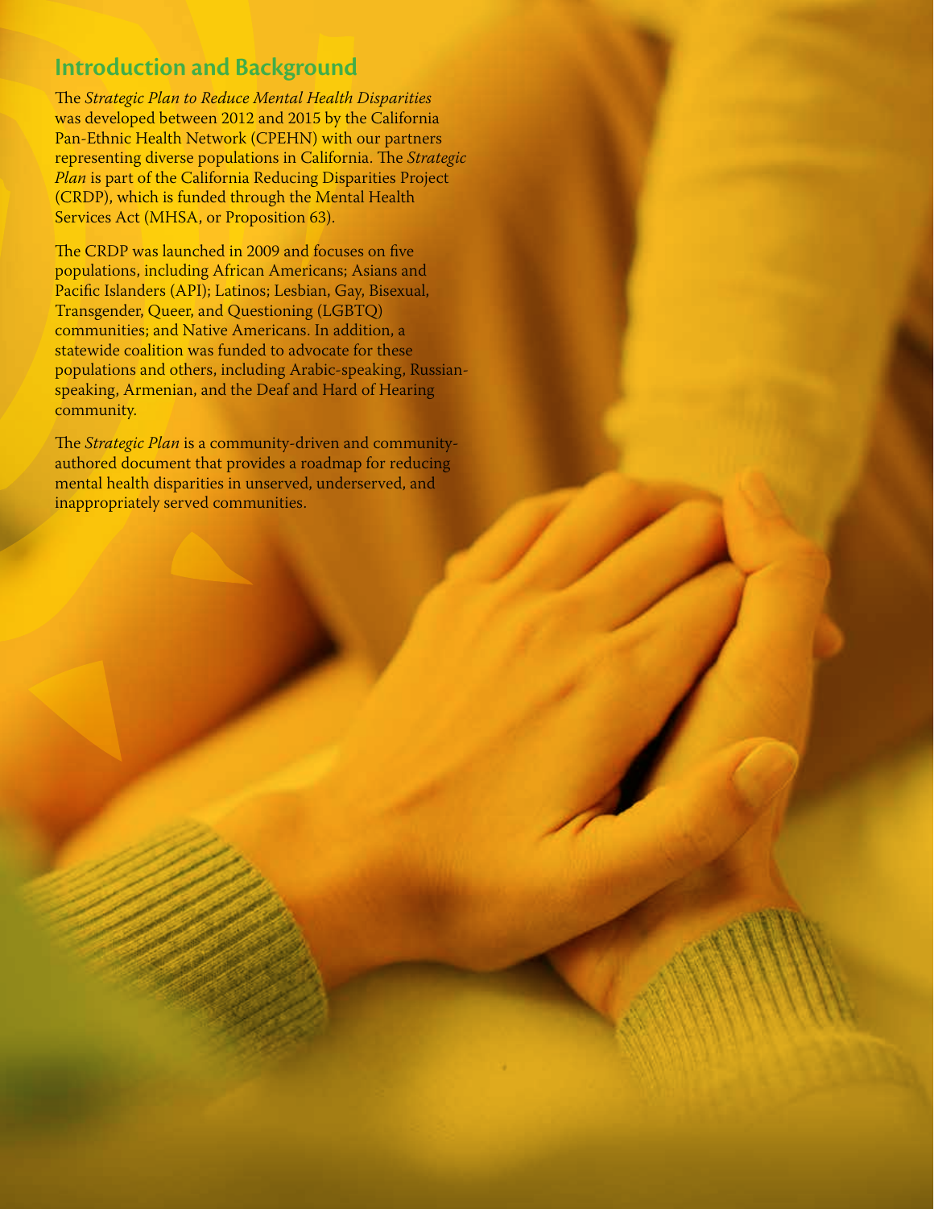## Introduction and Background

The *Strategic Plan to Reduce Mental Health Disparities* was developed between 2012 and 2015 by the California Pan-Ethnic Health Network (CPEHN) with our partners representing diverse populations in California. The *Strategic Plan* is part of the California Reducing Disparities Project (CRDP), which is funded through the Mental Health Services Act (MHSA, or Proposition 63).

The CRDP was launched in 2009 and focuses on five populations, including African Americans; Asians and Pacific Islanders (API); Latinos; Lesbian, Gay, Bisexual, Transgender, Queer, and Questioning (LGBTQ) communities; and Native Americans. In addition, a statewide coalition was funded to advocate for these populations and others, including Arabic-speaking, Russian-speaking, Armenian, and the Deaf and Hard of Hearing community.

The *Strategic Plan* is a community-driven and community-authored document that provides a roadmap for reducing mental health disparities in unserved, underserved, and inappropriately served communities.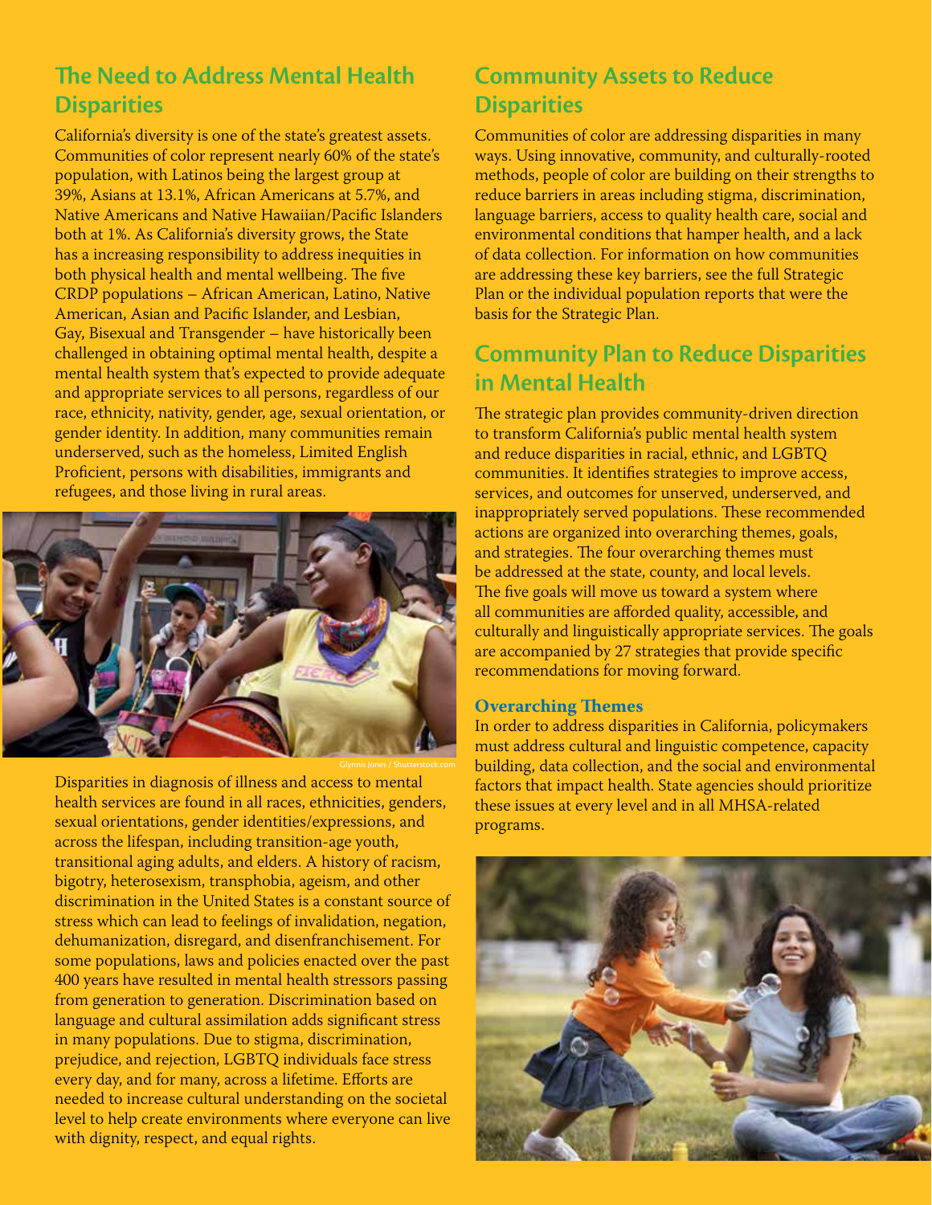## The Need to Address Mental Health Disparities

California's diversity is one of the state's greatest assets. Communities of color represent nearly 60% of the state's population, with Latinos being the largest group at 39%, Asians at 13.1%, African Americans at 5.7%, and Native Americans and Native Hawaiian/Pacific Islanders both at 1%. As California's diversity grows, the State has a increasing responsibility to address inequities in both physical health and mental wellbeing. The five CRDP populations – African American, Latino, Native American, Asian and Pacific Islander, and Lesbian, Gay, Bisexual and Transgender – have historically been challenged in obtaining optimal mental health, despite a mental health system that's expected to provide adequate and appropriate services to all persons, regardless of our race, ethnicity, nativity, gender, age, sexual orientation, or gender identity. In addition, many communities remain underserved, such as the homeless, Limited English Proficient, persons with disabilities, immigrants and refugees, and those living in rural areas.

Glynnis Jones / Shutterstock.com

Disparities in diagnosis of illness and access to mental health services are found in all races, ethnicities, genders, sexual orientations, gender identities/expressions, and across the lifespan, including transition-age youth, transitional aging adults, and elders. A history of racism, bigotry, heterosexism, transphobia, ageism, and other discrimination in the United States is a constant source of stress which can lead to feelings of invalidation, negation, dehumanization, disregard, and disenfranchisement. For some populations, laws and policies enacted over the past 400 years have resulted in mental health stressors passing from generation to generation. Discrimination based on language and cultural assimilation adds significant stress in many populations. Due to stigma, discrimination, prejudice, and rejection, LGBTQ individuals face stress every day, and for many, across a lifetime. Efforts are needed to increase cultural understanding on the societal level to help create environments where everyone can live with dignity, respect, and equal rights.

## Community Assets to Reduce Disparities

Communities of color are addressing disparities in many ways. Using innovative, community, and culturally-rooted methods, people of color are building on their strengths to reduce barriers in areas including stigma, discrimination, language barriers, access to quality health care, social and environmental conditions that hamper health, and a lack of data collection. For information on how communities are addressing these key barriers, see the full Strategic Plan or the individual population reports that were the basis for the Strategic Plan.

## Community Plan to Reduce Disparities in Mental Health

The strategic plan provides community-driven direction to transform California's public mental health system and reduce disparities in racial, ethnic, and LGBTQ communities. It identifies strategies to improve access, services, and outcomes for unserved, underserved, and inappropriately served populations. These recommended actions are organized into overarching themes, goals, and strategies. The four overarching themes must be addressed at the state, county, and local levels. The five goals will move us toward a system where all communities are afforded quality, accessible, and culturally and linguistically appropriate services. The goals are accompanied by 27 strategies that provide specific recommendations for moving forward.

### Overarching Themes

In order to address disparities in California, policymakers must address cultural and linguistic competence, capacity building, data collection, and the social and environmental factors that impact health. State agencies should prioritize these issues at every level and in all MHSA-related programs.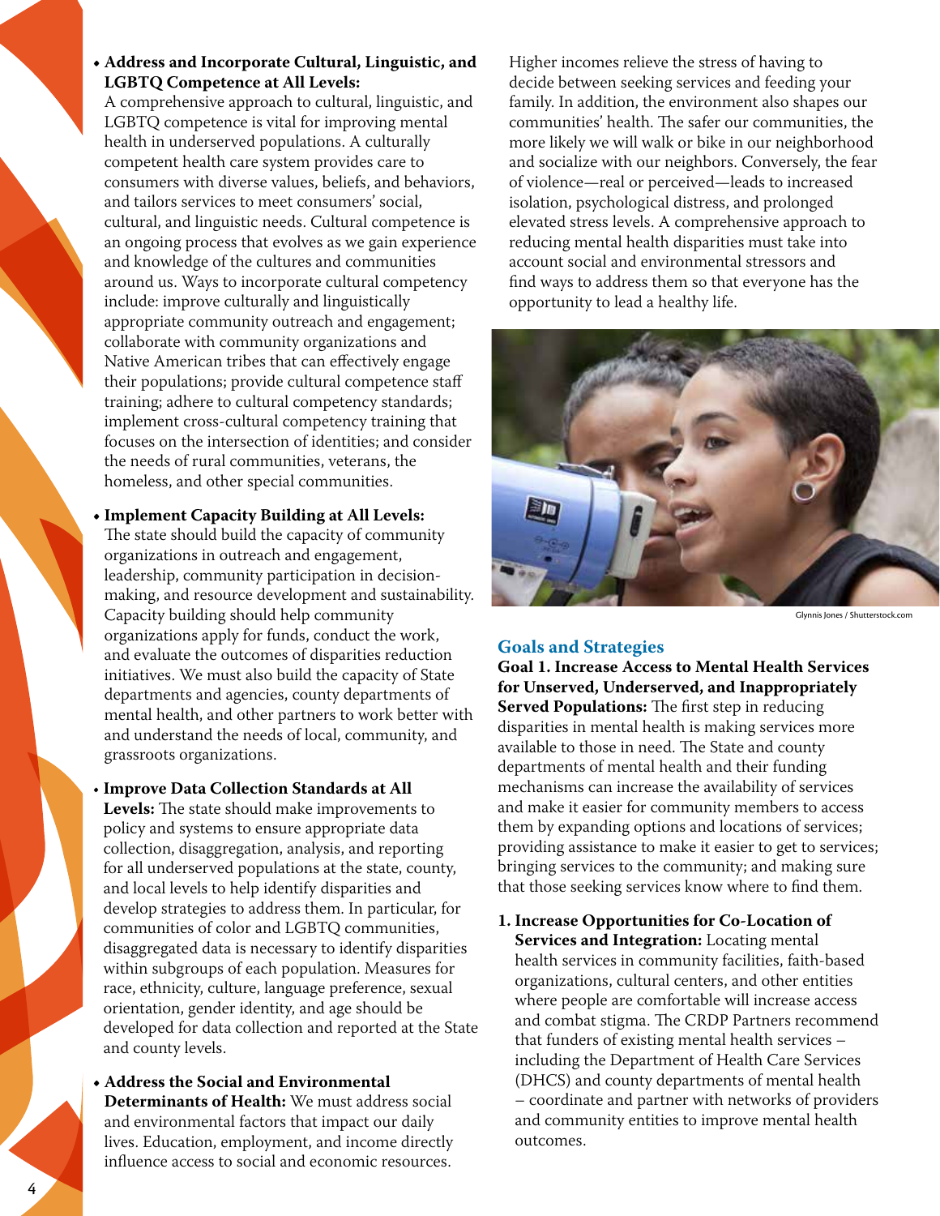- **Address and Incorporate Cultural, Linguistic, and LGBTQ Competence at All Levels:** A comprehensive approach to cultural, linguistic, and LGBTQ competence is vital for improving mental health in underserved populations. A culturally competent health care system provides care to consumers with diverse values, beliefs, and behaviors, and tailors services to meet consumers' social, cultural, and linguistic needs. Cultural competence is an ongoing process that evolves as we gain experience and knowledge of the cultures and communities around us. Ways to incorporate cultural competency include: improve culturally and linguistically appropriate community outreach and engagement; collaborate with community organizations and Native American tribes that can effectively engage their populations; provide cultural competence staff training; adhere to cultural competency standards; implement cross-cultural competency training that focuses on the intersection of identities; and consider the needs of rural communities, veterans, the homeless, and other special communities.

- **Implement Capacity Building at All Levels:** The state should build the capacity of community organizations in outreach and engagement, leadership, community participation in decision-making, and resource development and sustainability. Capacity building should help community organizations apply for funds, conduct the work, and evaluate the outcomes of disparities reduction initiatives. We must also build the capacity of State departments and agencies, county departments of mental health, and other partners to work better with and understand the needs of local, community, and grassroots organizations.

- **Improve Data Collection Standards at All Levels:** The state should make improvements to policy and systems to ensure appropriate data collection, disaggregation, analysis, and reporting for all underserved populations at the state, county, and local levels to help identify disparities and develop strategies to address them. In particular, for communities of color and LGBTQ communities, disaggregated data is necessary to identify disparities within subgroups of each population. Measures for race, ethnicity, culture, language preference, sexual orientation, gender identity, and age should be developed for data collection and reported at the State and county levels.

- **Address the Social and Environmental Determinants of Health:** We must address social and environmental factors that impact our daily lives. Education, employment, and income directly influence access to social and economic resources. Higher incomes relieve the stress of having to decide between seeking services and feeding your family. In addition, the environment also shapes our communities' health. The safer our communities, the more likely we will walk or bike in our neighborhood and socialize with our neighbors. Conversely, the fear of violence—real or perceived—leads to increased isolation, psychological distress, and prolonged elevated stress levels. A comprehensive approach to reducing mental health disparities must take into account social and environmental stressors and find ways to address them so that everyone has the opportunity to lead a healthy life.

Glynnis Jones / Shutterstock.com

## Goals and Strategies

**Goal 1. Increase Access to Mental Health Services for Unserved, Underserved, and Inappropriately Served Populations:** The first step in reducing disparities in mental health is making services more available to those in need. The State and county departments of mental health and their funding mechanisms can increase the availability of services and make it easier for community members to access them by expanding options and locations of services; providing assistance to make it easier to get to services; bringing services to the community; and making sure that those seeking services know where to find them.

1. **Increase Opportunities for Co-Location of Services and Integration:** Locating mental health services in community facilities, faith-based organizations, cultural centers, and other entities where people are comfortable will increase access and combat stigma. The CRDP Partners recommend that funders of existing mental health services – including the Department of Health Care Services (DHCS) and county departments of mental health – coordinate and partner with networks of providers and community entities to improve mental health outcomes.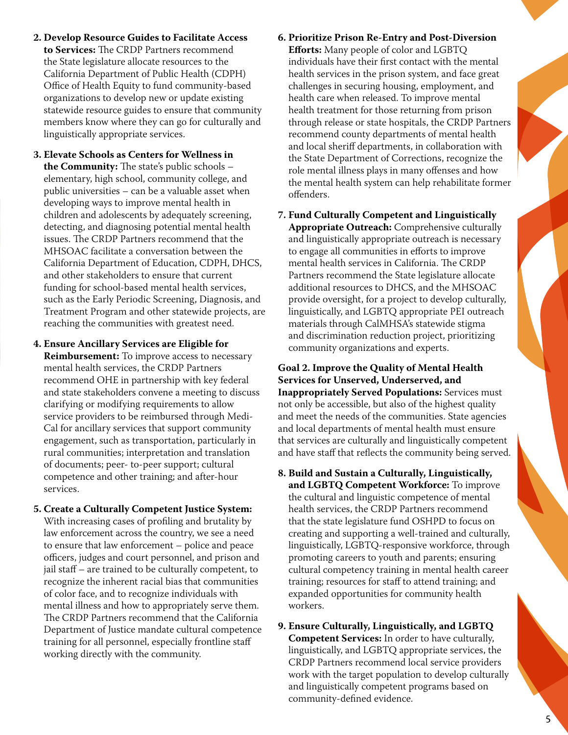2. **Develop Resource Guides to Facilitate Access to Services:** The CRDP Partners recommend the State legislature allocate resources to the California Department of Public Health (CDPH) Office of Health Equity to fund community-based organizations to develop new or update existing statewide resource guides to ensure that community members know where they can go for culturally and linguistically appropriate services.

3. **Elevate Schools as Centers for Wellness in the Community:** The state's public schools – elementary, high school, community college, and public universities – can be a valuable asset when developing ways to improve mental health in children and adolescents by adequately screening, detecting, and diagnosing potential mental health issues. The CRDP Partners recommend that the MHSOAC facilitate a conversation between the California Department of Education, CDPH, DHCS, and other stakeholders to ensure that current funding for school-based mental health services, such as the Early Periodic Screening, Diagnosis, and Treatment Program and other statewide projects, are reaching the communities with greatest need.

4. **Ensure Ancillary Services are Eligible for Reimbursement:** To improve access to necessary mental health services, the CRDP Partners recommend OHE in partnership with key federal and state stakeholders convene a meeting to discuss clarifying or modifying requirements to allow service providers to be reimbursed through Medi-Cal for ancillary services that support community engagement, such as transportation, particularly in rural communities; interpretation and translation of documents; peer- to-peer support; cultural competence and other training; and after-hour services.

5. **Create a Culturally Competent Justice System:** With increasing cases of profiling and brutality by law enforcement across the country, we see a need to ensure that law enforcement – police and peace officers, judges and court personnel, and prison and jail staff – are trained to be culturally competent, to recognize the inherent racial bias that communities of color face, and to recognize individuals with mental illness and how to appropriately serve them. The CRDP Partners recommend that the California Department of Justice mandate cultural competence training for all personnel, especially frontline staff working directly with the community.

6. **Prioritize Prison Re-Entry and Post-Diversion Efforts:** Many people of color and LGBTQ individuals have their first contact with the mental health services in the prison system, and face great challenges in securing housing, employment, and health care when released. To improve mental health treatment for those returning from prison through release or state hospitals, the CRDP Partners recommend county departments of mental health and local sheriff departments, in collaboration with the State Department of Corrections, recognize the role mental illness plays in many offenses and how the mental health system can help rehabilitate former offenders.

7. **Fund Culturally Competent and Linguistically Appropriate Outreach:** Comprehensive culturally and linguistically appropriate outreach is necessary to engage all communities in efforts to improve mental health services in California. The CRDP Partners recommend the State legislature allocate additional resources to DHCS, and the MHSOAC provide oversight, for a project to develop culturally, linguistically, and LGBTQ appropriate PEI outreach materials through CalMHSA's statewide stigma and discrimination reduction project, prioritizing community organizations and experts.

**Goal 2. Improve the Quality of Mental Health Services for Unserved, Underserved, and Inappropriately Served Populations:** Services must not only be accessible, but also of the highest quality and meet the needs of the communities. State agencies and local departments of mental health must ensure that services are culturally and linguistically competent and have staff that reflects the community being served.

8. **Build and Sustain a Culturally, Linguistically, and LGBTQ Competent Workforce:** To improve the cultural and linguistic competence of mental health services, the CRDP Partners recommend that the state legislature fund OSHPD to focus on creating and supporting a well-trained and culturally, linguistically, LGBTQ-responsive workforce, through promoting careers to youth and parents; ensuring cultural competency training in mental health career training; resources for staff to attend training; and expanded opportunities for community health workers.

9. **Ensure Culturally, Linguistically, and LGBTQ Competent Services:** In order to have culturally, linguistically, and LGBTQ appropriate services, the CRDP Partners recommend local service providers work with the target population to develop culturally and linguistically competent programs based on community-defined evidence.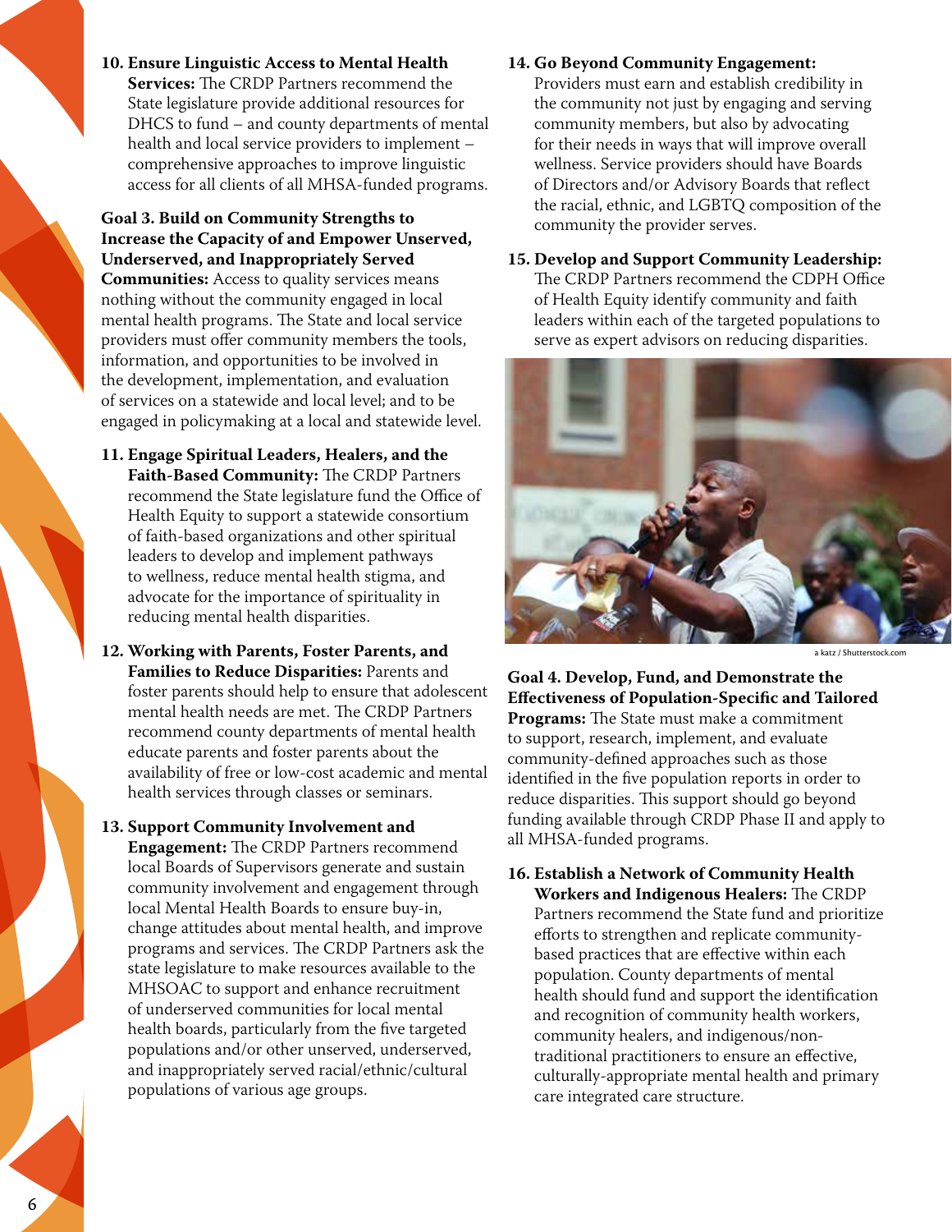10. **Ensure Linguistic Access to Mental Health Services:** The CRDP Partners recommend the State legislature provide additional resources for DHCS to fund – and county departments of mental health and local service providers to implement – comprehensive approaches to improve linguistic access for all clients of all MHSA-funded programs.

**Goal 3. Build on Community Strengths to Increase the Capacity of and Empower Unserved, Underserved, and Inappropriately Served Communities:** Access to quality services means nothing without the community engaged in local mental health programs. The State and local service providers must offer community members the tools, information, and opportunities to be involved in the development, implementation, and evaluation of services on a statewide and local level; and to be engaged in policymaking at a local and statewide level.

11. **Engage Spiritual Leaders, Healers, and the Faith-Based Community:** The CRDP Partners recommend the State legislature fund the Office of Health Equity to support a statewide consortium of faith-based organizations and other spiritual leaders to develop and implement pathways to wellness, reduce mental health stigma, and advocate for the importance of spirituality in reducing mental health disparities.

12. **Working with Parents, Foster Parents, and Families to Reduce Disparities:** Parents and foster parents should help to ensure that adolescent mental health needs are met. The CRDP Partners recommend county departments of mental health educate parents and foster parents about the availability of free or low-cost academic and mental health services through classes or seminars.

13. **Support Community Involvement and Engagement:** The CRDP Partners recommend local Boards of Supervisors generate and sustain community involvement and engagement through local Mental Health Boards to ensure buy-in, change attitudes about mental health, and improve programs and services. The CRDP Partners ask the state legislature to make resources available to the MHSOAC to support and enhance recruitment of underserved communities for local mental health boards, particularly from the five targeted populations and/or other unserved, underserved, and inappropriately served racial/ethnic/cultural populations of various age groups.

14. **Go Beyond Community Engagement:** Providers must earn and establish credibility in the community not just by engaging and serving community members, but also by advocating for their needs in ways that will improve overall wellness. Service providers should have Boards of Directors and/or Advisory Boards that reflect the racial, ethnic, and LGBTQ composition of the community the provider serves.

15. **Develop and Support Community Leadership:** The CRDP Partners recommend the CDPH Office of Health Equity identify community and faith leaders within each of the targeted populations to serve as expert advisors on reducing disparities.

a katz / Shutterstock.com

**Goal 4. Develop, Fund, and Demonstrate the Effectiveness of Population-Specific and Tailored Programs:** The State must make a commitment to support, research, implement, and evaluate community-defined approaches such as those identified in the five population reports in order to reduce disparities. This support should go beyond funding available through CRDP Phase II and apply to all MHSA-funded programs.

16. **Establish a Network of Community Health Workers and Indigenous Healers:** The CRDP Partners recommend the State fund and prioritize efforts to strengthen and replicate community-based practices that are effective within each population. County departments of mental health should fund and support the identification and recognition of community health workers, community healers, and indigenous/non-traditional practitioners to ensure an effective, culturally-appropriate mental health and primary care integrated care structure.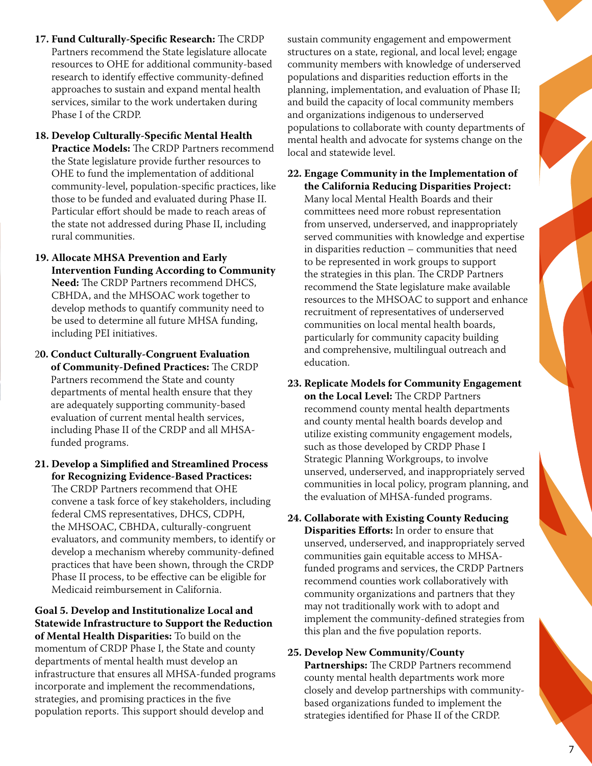17. **Fund Culturally-Specific Research:** The CRDP Partners recommend the State legislature allocate resources to OHE for additional community-based research to identify effective community-defined approaches to sustain and expand mental health services, similar to the work undertaken during Phase I of the CRDP.

18. **Develop Culturally-Specific Mental Health Practice Models:** The CRDP Partners recommend the State legislature provide further resources to OHE to fund the implementation of additional community-level, population-specific practices, like those to be funded and evaluated during Phase II. Particular effort should be made to reach areas of the state not addressed during Phase II, including rural communities.

19. **Allocate MHSA Prevention and Early Intervention Funding According to Community Need:** The CRDP Partners recommend DHCS, CBHDA, and the MHSOAC work together to develop methods to quantify community need to be used to determine all future MHSA funding, including PEI initiatives.

20. **Conduct Culturally-Congruent Evaluation of Community-Defined Practices:** The CRDP Partners recommend the State and county departments of mental health ensure that they are adequately supporting community-based evaluation of current mental health services, including Phase II of the CRDP and all MHSA-funded programs.

21. **Develop a Simplified and Streamlined Process for Recognizing Evidence-Based Practices:** The CRDP Partners recommend that OHE convene a task force of key stakeholders, including federal CMS representatives, DHCS, CDPH, the MHSOAC, CBHDA, culturally-congruent evaluators, and community members, to identify or develop a mechanism whereby community-defined practices that have been shown, through the CRDP Phase II process, to be effective can be eligible for Medicaid reimbursement in California.

**Goal 5. Develop and Institutionalize Local and Statewide Infrastructure to Support the Reduction of Mental Health Disparities:** To build on the momentum of CRDP Phase I, the State and county departments of mental health must develop an infrastructure that ensures all MHSA-funded programs incorporate and implement the recommendations, strategies, and promising practices in the five population reports. This support should develop and sustain community engagement and empowerment structures on a state, regional, and local level; engage community members with knowledge of underserved populations and disparities reduction efforts in the planning, implementation, and evaluation of Phase II; and build the capacity of local community members and organizations indigenous to underserved populations to collaborate with county departments of mental health and advocate for systems change on the local and statewide level.

22. **Engage Community in the Implementation of the California Reducing Disparities Project:** Many local Mental Health Boards and their committees need more robust representation from unserved, underserved, and inappropriately served communities with knowledge and expertise in disparities reduction – communities that need to be represented in work groups to support the strategies in this plan. The CRDP Partners recommend the State legislature make available resources to the MHSOAC to support and enhance recruitment of representatives of underserved communities on local mental health boards, particularly for community capacity building and comprehensive, multilingual outreach and education.

23. **Replicate Models for Community Engagement on the Local Level:** The CRDP Partners recommend county mental health departments and county mental health boards develop and utilize existing community engagement models, such as those developed by CRDP Phase I Strategic Planning Workgroups, to involve unserved, underserved, and inappropriately served communities in local policy, program planning, and the evaluation of MHSA-funded programs.

24. **Collaborate with Existing County Reducing Disparities Efforts:** In order to ensure that unserved, underserved, and inappropriately served communities gain equitable access to MHSA-funded programs and services, the CRDP Partners recommend counties work collaboratively with community organizations and partners that they may not traditionally work with to adopt and implement the community-defined strategies from this plan and the five population reports.

25. **Develop New Community/County Partnerships:** The CRDP Partners recommend county mental health departments work more closely and develop partnerships with community-based organizations funded to implement the strategies identified for Phase II of the CRDP.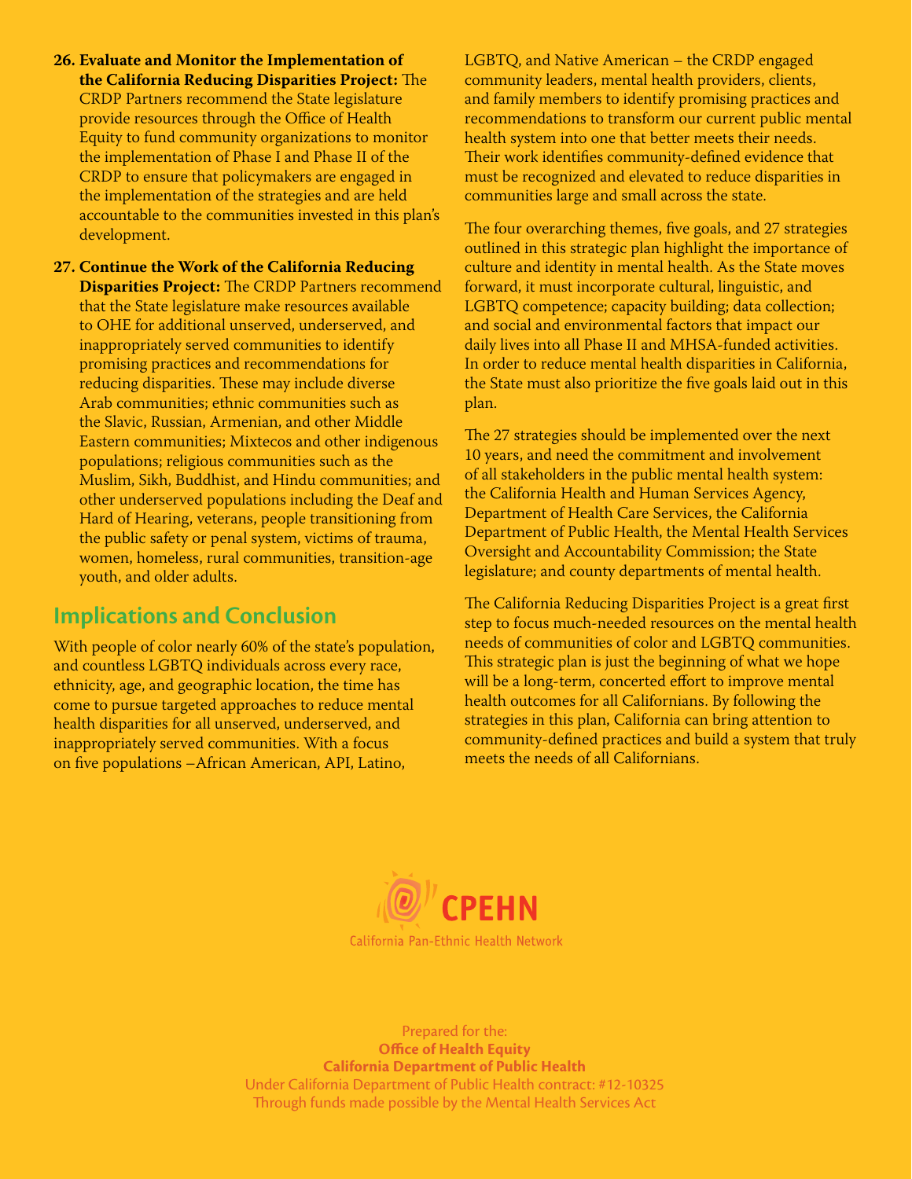26. **Evaluate and Monitor the Implementation of the California Reducing Disparities Project:** The CRDP Partners recommend the State legislature provide resources through the Office of Health Equity to fund community organizations to monitor the implementation of Phase I and Phase II of the CRDP to ensure that policymakers are engaged in the implementation of the strategies and are held accountable to the communities invested in this plan's development.

27. **Continue the Work of the California Reducing Disparities Project:** The CRDP Partners recommend that the State legislature make resources available to OHE for additional unserved, underserved, and inappropriately served communities to identify promising practices and recommendations for reducing disparities. These may include diverse Arab communities; ethnic communities such as the Slavic, Russian, Armenian, and other Middle Eastern communities; Mixtecos and other indigenous populations; religious communities such as the Muslim, Sikh, Buddhist, and Hindu communities; and other underserved populations including the Deaf and Hard of Hearing, veterans, people transitioning from the public safety or penal system, victims of trauma, women, homeless, rural communities, transition-age youth, and older adults.

## Implications and Conclusion

With people of color nearly 60% of the state's population, and countless LGBTQ individuals across every race, ethnicity, age, and geographic location, the time has come to pursue targeted approaches to reduce mental health disparities for all unserved, underserved, and inappropriately served communities. With a focus on five populations –African American, API, Latino, LGBTQ, and Native American – the CRDP engaged community leaders, mental health providers, clients, and family members to identify promising practices and recommendations to transform our current public mental health system into one that better meets their needs. Their work identifies community-defined evidence that must be recognized and elevated to reduce disparities in communities large and small across the state.

The four overarching themes, five goals, and 27 strategies outlined in this strategic plan highlight the importance of culture and identity in mental health. As the State moves forward, it must incorporate cultural, linguistic, and LGBTQ competence; capacity building; data collection; and social and environmental factors that impact our daily lives into all Phase II and MHSA-funded activities. In order to reduce mental health disparities in California, the State must also prioritize the five goals laid out in this plan.

The 27 strategies should be implemented over the next 10 years, and need the commitment and involvement of all stakeholders in the public mental health system: the California Health and Human Services Agency, Department of Health Care Services, the California Department of Public Health, the Mental Health Services Oversight and Accountability Commission; the State legislature; and county departments of mental health.

The California Reducing Disparities Project is a great first step to focus much-needed resources on the mental health needs of communities of color and LGBTQ communities. This strategic plan is just the beginning of what we hope will be a long-term, concerted effort to improve mental health outcomes for all Californians. By following the strategies in this plan, California can bring attention to community-defined practices and build a system that truly meets the needs of all Californians.

CPEHN
California Pan-Ethnic Health Network

Prepared for the:
**Office of Health Equity**
**California Department of Public Health**
Under California Department of Public Health contract: #12-10325
Through funds made possible by the Mental Health Services Act